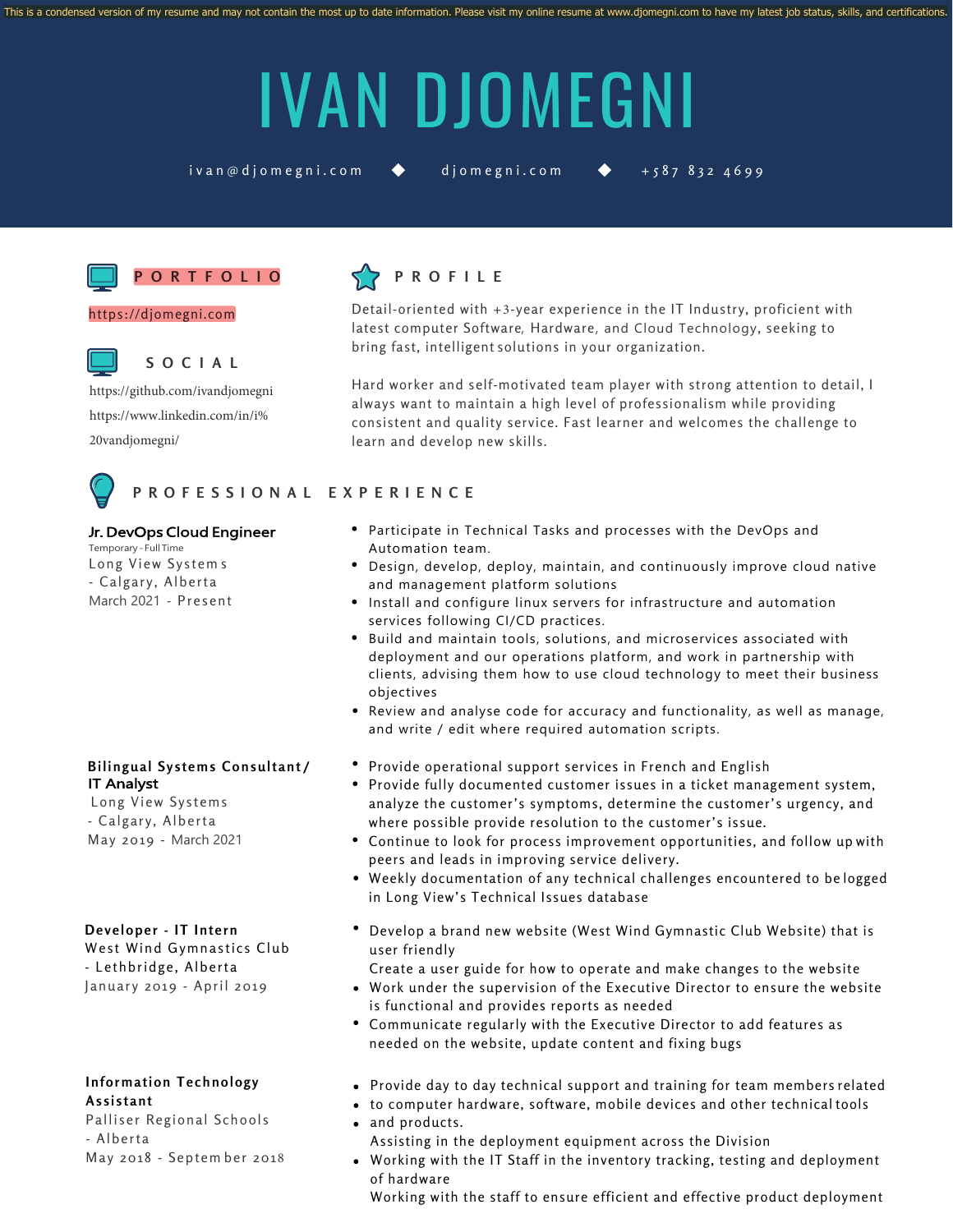This is a condensed version of my resume and may not contain the most up to date information. Please visit my online resume at www.djomegni.com to have my latest job status, skills, and certifications.

# IVAN DJOMEGNI

ivan@djomegni.com ◆ djomegni.com ◆ +587 832 4699

## PORTFOLIO

https://djomegni.com

## SOCIAL

https://github.com/ivandjomegni

https://www.linkedin.com/in/i%20vandjomegni/

## PROFILE

Detail-oriented with +3-year experience in the IT Industry, proficient with latest computer Software, Hardware, and Cloud Technology, seeking to bring fast, intelligent solutions in your organization.

Hard worker and self-motivated team player with strong attention to detail, I always want to maintain a high level of professionalism while providing consistent and quality service. Fast learner and welcomes the challenge to learn and develop new skills.

## PROFESSIONAL EXPERIENCE

### Jr. DevOps Cloud Engineer

Temporary - Full Time
Long View Systems - Calgary, Alberta
March 2021 - Present

- Participate in Technical Tasks and processes with the DevOps and Automation team.
- Design, develop, deploy, maintain, and continuously improve cloud native and management platform solutions
- Install and configure linux servers for infrastructure and automation services following CI/CD practices.
- Build and maintain tools, solutions, and microservices associated with deployment and our operations platform, and work in partnership with clients, advising them how to use cloud technology to meet their business objectives
- Review and analyse code for accuracy and functionality, as well as manage, and write / edit where required automation scripts.

### Bilingual Systems Consultant/ IT Analyst

Long View Systems - Calgary, Alberta
May 2019 - March 2021

- Provide operational support services in French and English
- Provide fully documented customer issues in a ticket management system, analyze the customer's symptoms, determine the customer's urgency, and where possible provide resolution to the customer's issue.
- Continue to look for process improvement opportunities, and follow up with peers and leads in improving service delivery.
- Weekly documentation of any technical challenges encountered to be logged in Long View's Technical Issues database

### Developer - IT Intern

West Wind Gymnastics Club - Lethbridge, Alberta
January 2019 - April 2019

- Develop a brand new website (West Wind Gymnastic Club Website) that is user friendly
  Create a user guide for how to operate and make changes to the website
- Work under the supervision of the Executive Director to ensure the website is functional and provides reports as needed
- Communicate regularly with the Executive Director to add features as needed on the website, update content and fixing bugs

### Information Technology Assistant

Palliser Regional Schools - Alberta
May 2018 - September 2018

- Provide day to day technical support and training for team members related
- to computer hardware, software, mobile devices and other technical tools
- and products.
  Assisting in the deployment equipment across the Division
- Working with the IT Staff in the inventory tracking, testing and deployment of hardware
  Working with the staff to ensure efficient and effective product deployment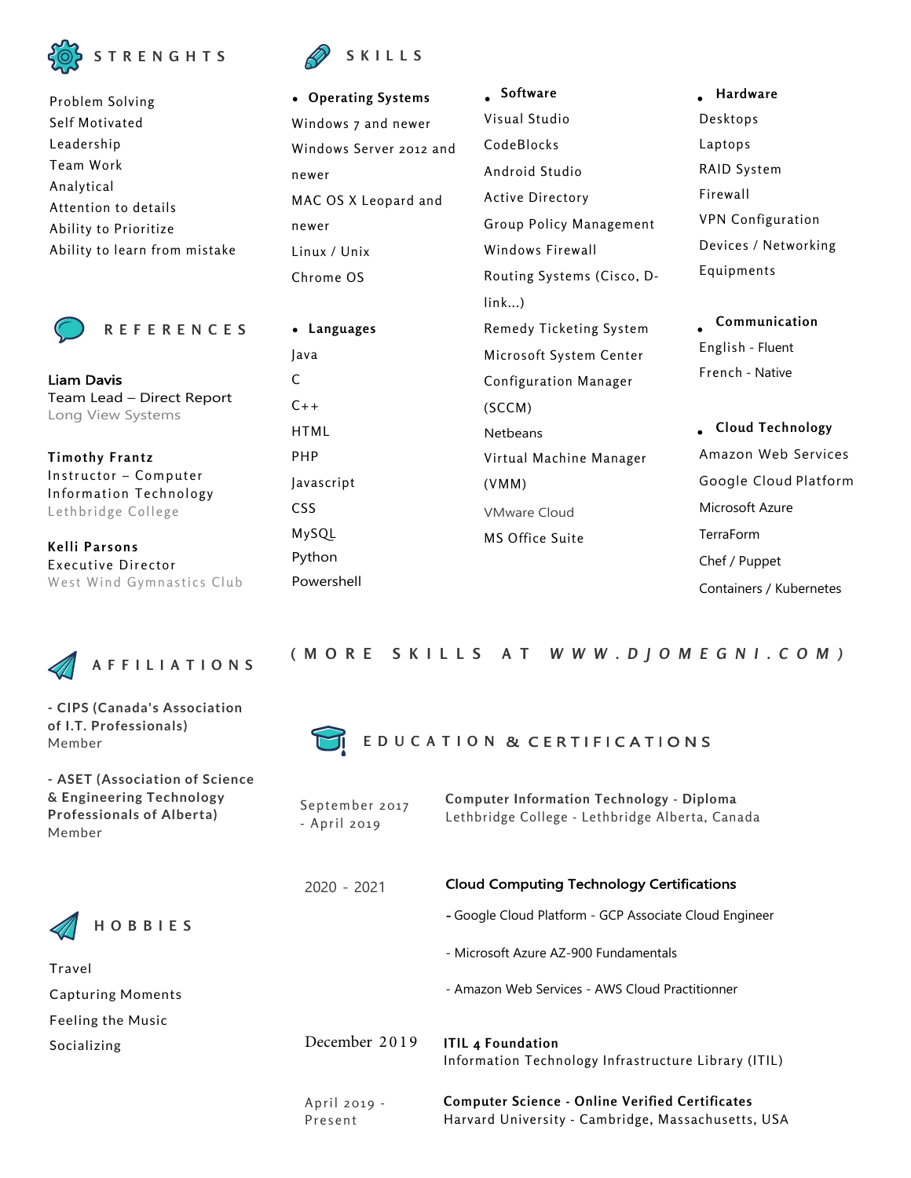## STRENGHTS

Problem Solving
Self Motivated
Leadership
Team Work
Analytical
Attention to details
Ability to Prioritize
Ability to learn from mistake

## REFERENCES

**Liam Davis**
Team Lead – Direct Report
Long View Systems

**Timothy Frantz**
Instructor – Computer Information Technology
Lethbridge College

**Kelli Parsons**
Executive Director
West Wind Gymnastics Club

## AFFILIATIONS

**- CIPS (Canada's Association of I.T. Professionals)**
Member

**- ASET (Association of Science & Engineering Technology Professionals of Alberta)**
Member

## HOBBIES

Travel
Capturing Moments
Feeling the Music
Socializing

## SKILLS

- **Operating Systems**

Windows 7 and newer
Windows Server 2012 and newer
MAC OS X Leopard and newer
Linux / Unix
Chrome OS

- **Languages**

Java
C
C++
HTML
PHP
Javascript
CSS
MySQL
Python
Powershell

- **Software**

Visual Studio
CodeBlocks
Android Studio
Active Directory
Group Policy Management
Windows Firewall
Routing Systems (Cisco, D-link...)
Remedy Ticketing System
Microsoft System Center Configuration Manager (SCCM)
Netbeans
Virtual Machine Manager (VMM)
VMware Cloud
MS Office Suite

- **Hardware**

Desktops
Laptops
RAID System
Firewall
VPN Configuration
Devices / Networking Equipments

- **Communication**

English - Fluent
French - Native

- **Cloud Technology**

Amazon Web Services
Google Cloud Platform
Microsoft Azure
TerraForm
Chef / Puppet
Containers / Kubernetes

*(MORE SKILLS AT WWW.DJOMEGNI.COM)*

## EDUCATION & CERTIFICATIONS

September 2017 - April 2019
**Computer Information Technology - Diploma**
Lethbridge College - Lethbridge Alberta, Canada

2020 - 2021
**Cloud Computing Technology Certifications**
- Google Cloud Platform - GCP Associate Cloud Engineer
- Microsoft Azure AZ-900 Fundamentals
- Amazon Web Services - AWS Cloud Practitionner

December 2019
**ITIL 4 Foundation**
Information Technology Infrastructure Library (ITIL)

April 2019 - Present
**Computer Science - Online Verified Certificates**
Harvard University - Cambridge, Massachusetts, USA